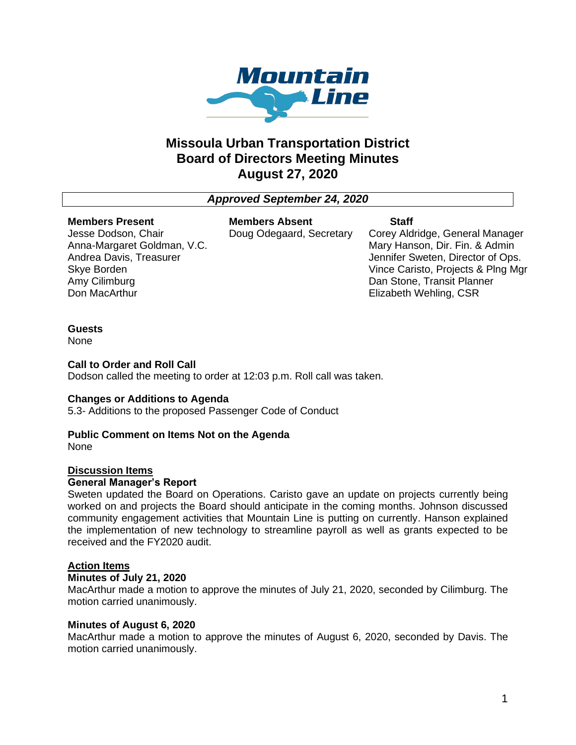# Missoula Urban Transportation District
# Board of Directors Meeting Minutes
# August 27, 2020

***Approved September 24, 2020***

| Members Present | Members Absent | Staff |
|---|---|---|
| Jesse Dodson, Chair | Doug Odegaard, Secretary | Corey Aldridge, General Manager |
| Anna-Margaret Goldman, V.C. | | Mary Hanson, Dir. Fin. & Admin |
| Andrea Davis, Treasurer | | Jennifer Sweten, Director of Ops. |
| Skye Borden | | Vince Caristo, Projects & Plng Mgr |
| Amy Cilimburg | | Dan Stone, Transit Planner |
| Don MacArthur | | Elizabeth Wehling, CSR |

**Guests**
None

**Call to Order and Roll Call**
Dodson called the meeting to order at 12:03 p.m. Roll call was taken.

**Changes or Additions to Agenda**
5.3- Additions to the proposed Passenger Code of Conduct

**Public Comment on Items Not on the Agenda**
None

**<u>Discussion Items</u>**

**General Manager's Report**
Sweten updated the Board on Operations. Caristo gave an update on projects currently being worked on and projects the Board should anticipate in the coming months. Johnson discussed community engagement activities that Mountain Line is putting on currently. Hanson explained the implementation of new technology to streamline payroll as well as grants expected to be received and the FY2020 audit.

**<u>Action Items</u>**

**Minutes of July 21, 2020**
MacArthur made a motion to approve the minutes of July 21, 2020, seconded by Cilimburg. The motion carried unanimously.

**Minutes of August 6, 2020**
MacArthur made a motion to approve the minutes of August 6, 2020, seconded by Davis. The motion carried unanimously.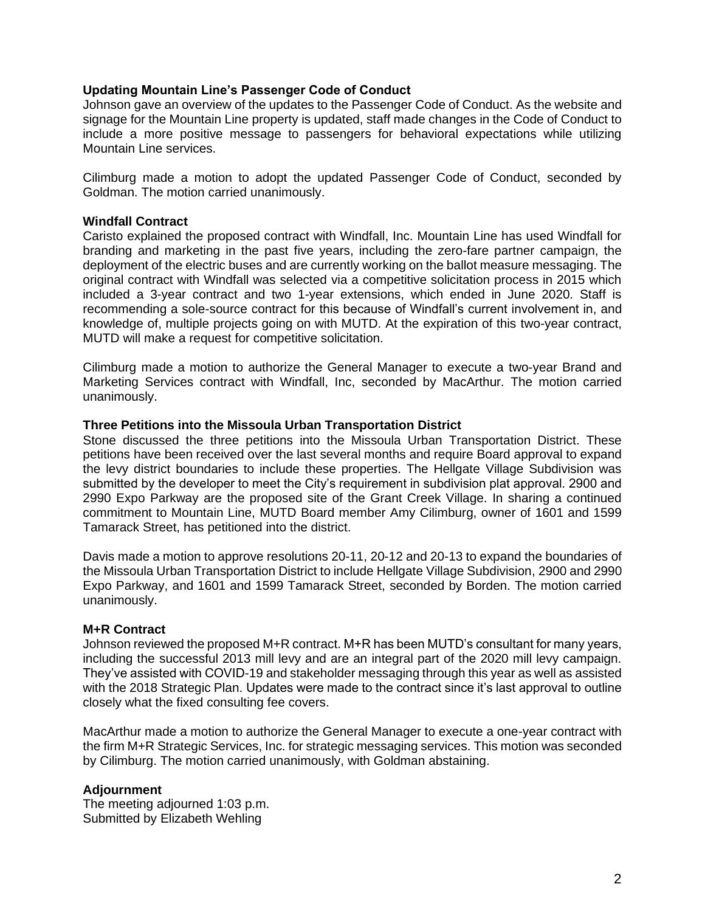**Updating Mountain Line's Passenger Code of Conduct**
Johnson gave an overview of the updates to the Passenger Code of Conduct. As the website and signage for the Mountain Line property is updated, staff made changes in the Code of Conduct to include a more positive message to passengers for behavioral expectations while utilizing Mountain Line services.

Cilimburg made a motion to adopt the updated Passenger Code of Conduct, seconded by Goldman. The motion carried unanimously.

**Windfall Contract**
Caristo explained the proposed contract with Windfall, Inc. Mountain Line has used Windfall for branding and marketing in the past five years, including the zero-fare partner campaign, the deployment of the electric buses and are currently working on the ballot measure messaging. The original contract with Windfall was selected via a competitive solicitation process in 2015 which included a 3-year contract and two 1-year extensions, which ended in June 2020. Staff is recommending a sole-source contract for this because of Windfall's current involvement in, and knowledge of, multiple projects going on with MUTD. At the expiration of this two-year contract, MUTD will make a request for competitive solicitation.

Cilimburg made a motion to authorize the General Manager to execute a two-year Brand and Marketing Services contract with Windfall, Inc, seconded by MacArthur. The motion carried unanimously.

**Three Petitions into the Missoula Urban Transportation District**
Stone discussed the three petitions into the Missoula Urban Transportation District. These petitions have been received over the last several months and require Board approval to expand the levy district boundaries to include these properties. The Hellgate Village Subdivision was submitted by the developer to meet the City's requirement in subdivision plat approval. 2900 and 2990 Expo Parkway are the proposed site of the Grant Creek Village. In sharing a continued commitment to Mountain Line, MUTD Board member Amy Cilimburg, owner of 1601 and 1599 Tamarack Street, has petitioned into the district.

Davis made a motion to approve resolutions 20-11, 20-12 and 20-13 to expand the boundaries of the Missoula Urban Transportation District to include Hellgate Village Subdivision, 2900 and 2990 Expo Parkway, and 1601 and 1599 Tamarack Street, seconded by Borden. The motion carried unanimously.

**M+R Contract**
Johnson reviewed the proposed M+R contract. M+R has been MUTD's consultant for many years, including the successful 2013 mill levy and are an integral part of the 2020 mill levy campaign. They've assisted with COVID-19 and stakeholder messaging through this year as well as assisted with the 2018 Strategic Plan. Updates were made to the contract since it's last approval to outline closely what the fixed consulting fee covers.

MacArthur made a motion to authorize the General Manager to execute a one-year contract with the firm M+R Strategic Services, Inc. for strategic messaging services. This motion was seconded by Cilimburg. The motion carried unanimously, with Goldman abstaining.

**Adjournment**
The meeting adjourned 1:03 p.m.
Submitted by Elizabeth Wehling